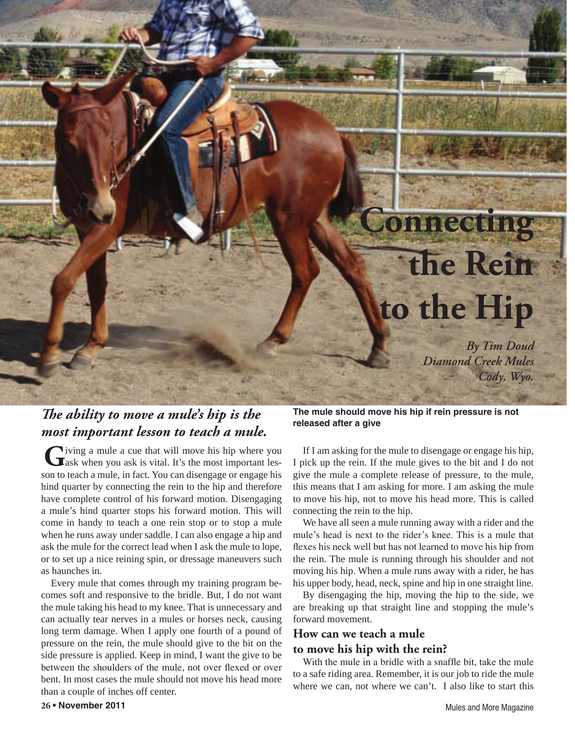# Connecting the Rein to the Hip

*By Tim Doud*
*Diamond Creek Mules*
*Cody, Wyo.*

## *The ability to move a mule's hip is the most important lesson to teach a mule.*

Giving a mule a cue that will move his hip where you ask when you ask is vital. It's the most important lesson to teach a mule, in fact. You can disengage or engage his hind quarter by connecting the rein to the hip and therefore have complete control of his forward motion. Disengaging a mule's hind quarter stops his forward motion. This will come in handy to teach a one rein stop or to stop a mule when he runs away under saddle. I can also engage a hip and ask the mule for the correct lead when I ask the mule to lope, or to set up a nice reining spin, or dressage maneuvers such as haunches in.

Every mule that comes through my training program becomes soft and responsive to the bridle. But, I do not want the mule taking his head to my knee. That is unnecessary and can actually tear nerves in a mules or horses neck, causing long term damage. When I apply one fourth of a pound of pressure on the rein, the mule should give to the bit on the side pressure is applied. Keep in mind, I want the give to be between the shoulders of the mule, not over flexed or over bent. In most cases the mule should not move his head more than a couple of inches off center.

**The mule should move his hip if rein pressure is not released after a give**

If I am asking for the mule to disengage or engage his hip, I pick up the rein. If the mule gives to the bit and I do not give the mule a complete release of pressure, to the mule, this means that I am asking for more. I am asking the mule to move his hip, not to move his head more. This is called connecting the rein to the hip.

We have all seen a mule running away with a rider and the mule's head is next to the rider's knee. This is a mule that flexes his neck well but has not learned to move his hip from the rein. The mule is running through his shoulder and not moving his hip. When a mule runs away with a rider, he has his upper body, head, neck, spine and hip in one straight line.

By disengaging the hip, moving the hip to the side, we are breaking up that straight line and stopping the mule's forward movement.

### How can we teach a mule to move his hip with the rein?

With the mule in a bridle with a snaffle bit, take the mule to a safe riding area. Remember, it is our job to ride the mule where we can, not where we can't. I also like to start this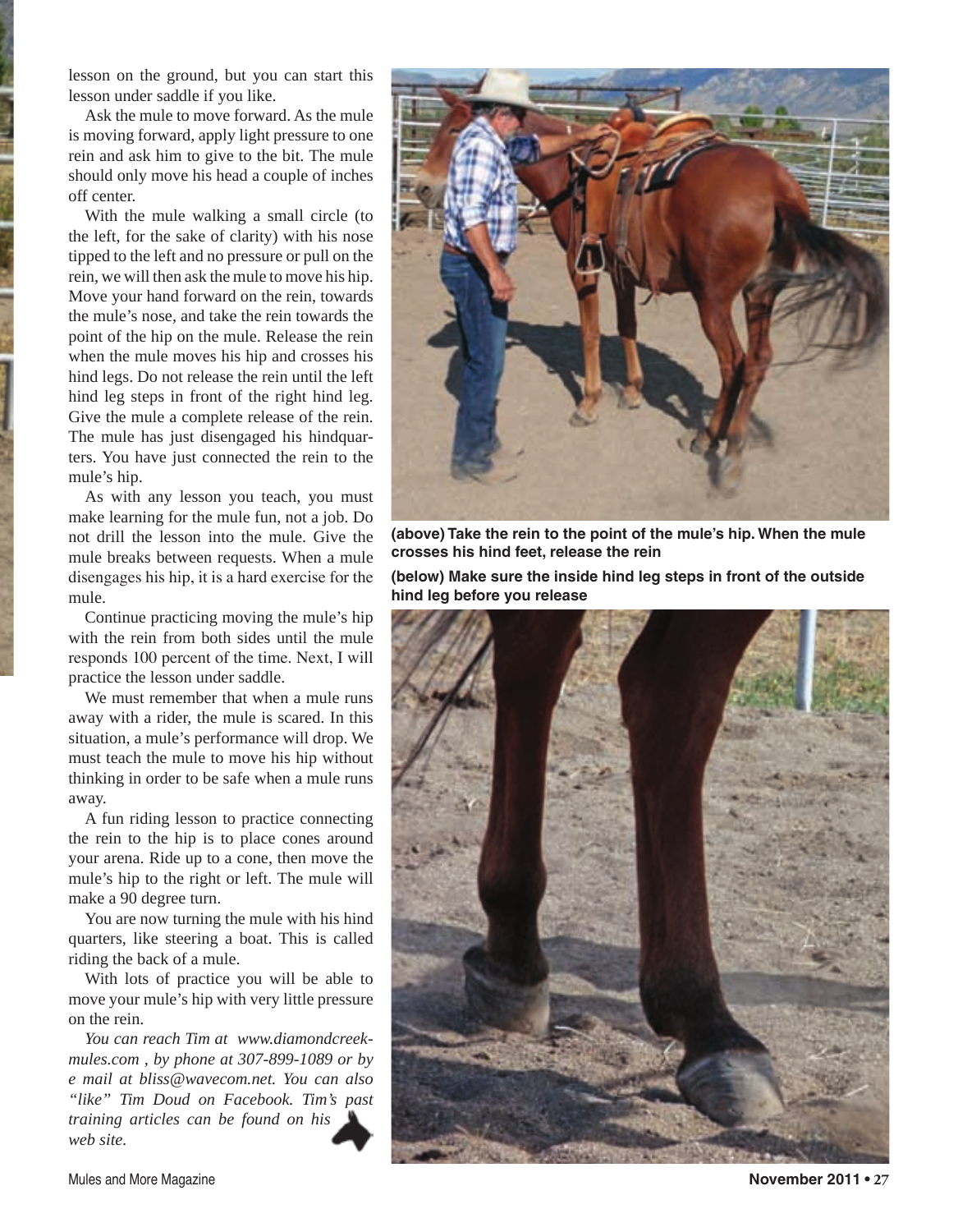lesson on the ground, but you can start this lesson under saddle if you like.

Ask the mule to move forward. As the mule is moving forward, apply light pressure to one rein and ask him to give to the bit. The mule should only move his head a couple of inches off center.

With the mule walking a small circle (to the left, for the sake of clarity) with his nose tipped to the left and no pressure or pull on the rein, we will then ask the mule to move his hip. Move your hand forward on the rein, towards the mule's nose, and take the rein towards the point of the hip on the mule. Release the rein when the mule moves his hip and crosses his hind legs. Do not release the rein until the left hind leg steps in front of the right hind leg. Give the mule a complete release of the rein. The mule has just disengaged his hindquarters. You have just connected the rein to the mule's hip.

As with any lesson you teach, you must make learning for the mule fun, not a job. Do not drill the lesson into the mule. Give the mule breaks between requests. When a mule disengages his hip, it is a hard exercise for the mule.

Continue practicing moving the mule's hip with the rein from both sides until the mule responds 100 percent of the time. Next, I will practice the lesson under saddle.

We must remember that when a mule runs away with a rider, the mule is scared. In this situation, a mule's performance will drop. We must teach the mule to move his hip without thinking in order to be safe when a mule runs away.

A fun riding lesson to practice connecting the rein to the hip is to place cones around your arena. Ride up to a cone, then move the mule's hip to the right or left. The mule will make a 90 degree turn.

You are now turning the mule with his hind quarters, like steering a boat. This is called riding the back of a mule.

With lots of practice you will be able to move your mule's hip with very little pressure on the rein.

*You can reach Tim at www.diamondcreek-mules.com , by phone at 307-899-1089 or by e mail at bliss@wavecom.net. You can also "like" Tim Doud on Facebook. Tim's past training articles can be found on his web site.*

**(above) Take the rein to the point of the mule's hip. When the mule crosses his hind feet, release the rein**

**(below) Make sure the inside hind leg steps in front of the outside hind leg before you release**